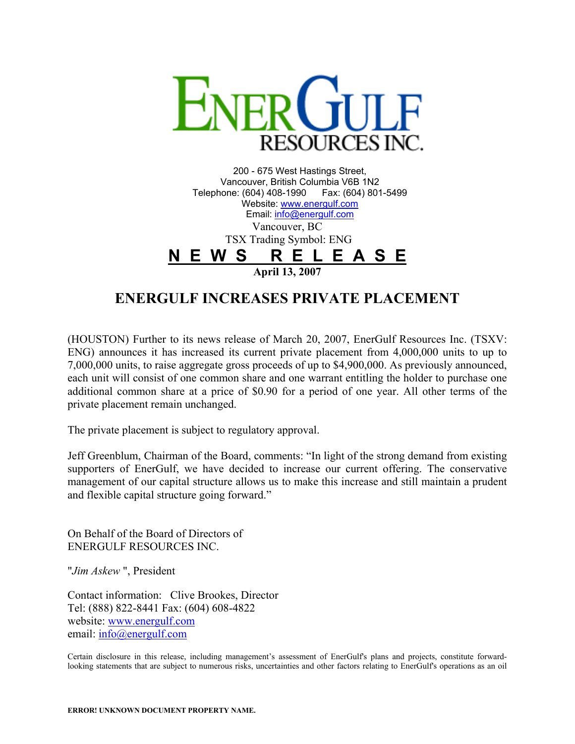# ENERGULF RESOURCES INC.

200 - 675 West Hastings Street,
Vancouver, British Columbia V6B 1N2
Telephone: (604) 408-1990  Fax: (604) 801-5499
Website: www.energulf.com
Email: info@energulf.com
Vancouver, BC
TSX Trading Symbol: ENG

**N E W S   R E L E A S E**

**April 13, 2007**

## ENERGULF INCREASES PRIVATE PLACEMENT

(HOUSTON) Further to its news release of March 20, 2007, EnerGulf Resources Inc. (TSXV: ENG) announces it has increased its current private placement from 4,000,000 units to up to 7,000,000 units, to raise aggregate gross proceeds of up to $4,900,000. As previously announced, each unit will consist of one common share and one warrant entitling the holder to purchase one additional common share at a price of $0.90 for a period of one year. All other terms of the private placement remain unchanged.

The private placement is subject to regulatory approval.

Jeff Greenblum, Chairman of the Board, comments: "In light of the strong demand from existing supporters of EnerGulf, we have decided to increase our current offering. The conservative management of our capital structure allows us to make this increase and still maintain a prudent and flexible capital structure going forward."

On Behalf of the Board of Directors of
ENERGULF RESOURCES INC.

"*Jim Askew* ", President

Contact information: Clive Brookes, Director
Tel: (888) 822-8441 Fax: (604) 608-4822
website: www.energulf.com
email: info@energulf.com

Certain disclosure in this release, including management's assessment of EnerGulf's plans and projects, constitute forward-looking statements that are subject to numerous risks, uncertainties and other factors relating to EnerGulf's operations as an oil

**ERROR! UNKNOWN DOCUMENT PROPERTY NAME.**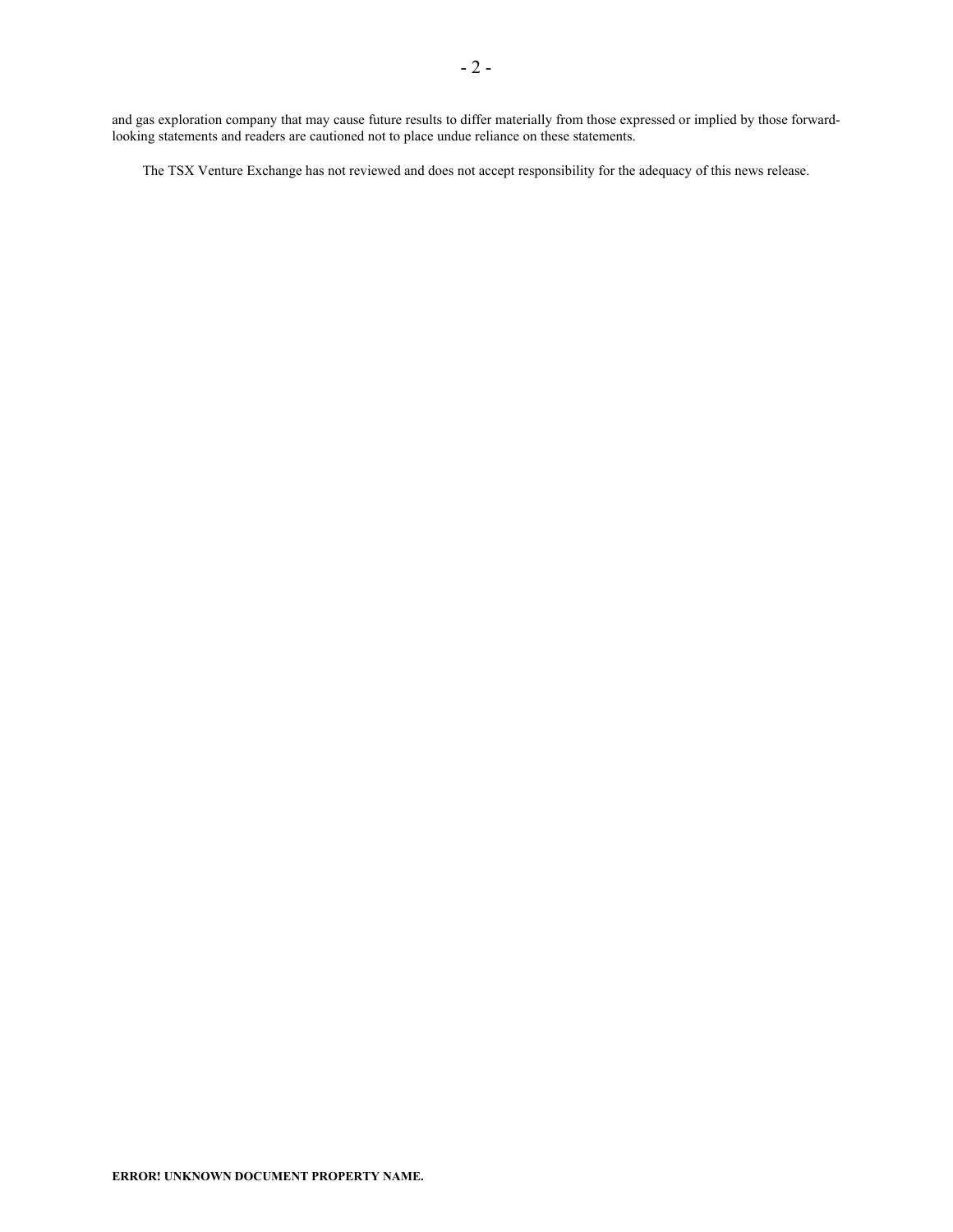and gas exploration company that may cause future results to differ materially from those expressed or implied by those forward-looking statements and readers are cautioned not to place undue reliance on these statements.

The TSX Venture Exchange has not reviewed and does not accept responsibility for the adequacy of this news release.

**ERROR! UNKNOWN DOCUMENT PROPERTY NAME.**